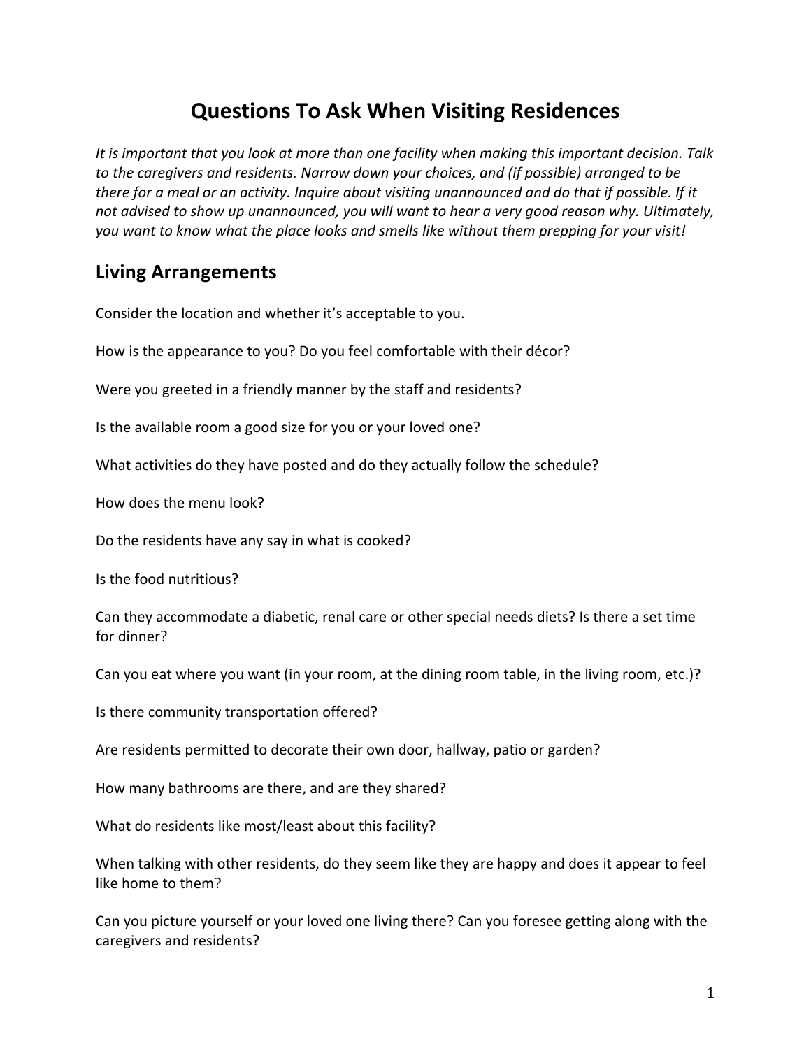# Questions To Ask When Visiting Residences

*It is important that you look at more than one facility when making this important decision. Talk to the caregivers and residents. Narrow down your choices, and (if possible) arranged to be there for a meal or an activity. Inquire about visiting unannounced and do that if possible. If it not advised to show up unannounced, you will want to hear a very good reason why. Ultimately, you want to know what the place looks and smells like without them prepping for your visit!*

## Living Arrangements

Consider the location and whether it's acceptable to you.

How is the appearance to you? Do you feel comfortable with their décor?

Were you greeted in a friendly manner by the staff and residents?

Is the available room a good size for you or your loved one?

What activities do they have posted and do they actually follow the schedule?

How does the menu look?

Do the residents have any say in what is cooked?

Is the food nutritious?

Can they accommodate a diabetic, renal care or other special needs diets? Is there a set time for dinner?

Can you eat where you want (in your room, at the dining room table, in the living room, etc.)?

Is there community transportation offered?

Are residents permitted to decorate their own door, hallway, patio or garden?

How many bathrooms are there, and are they shared?

What do residents like most/least about this facility?

When talking with other residents, do they seem like they are happy and does it appear to feel like home to them?

Can you picture yourself or your loved one living there? Can you foresee getting along with the caregivers and residents?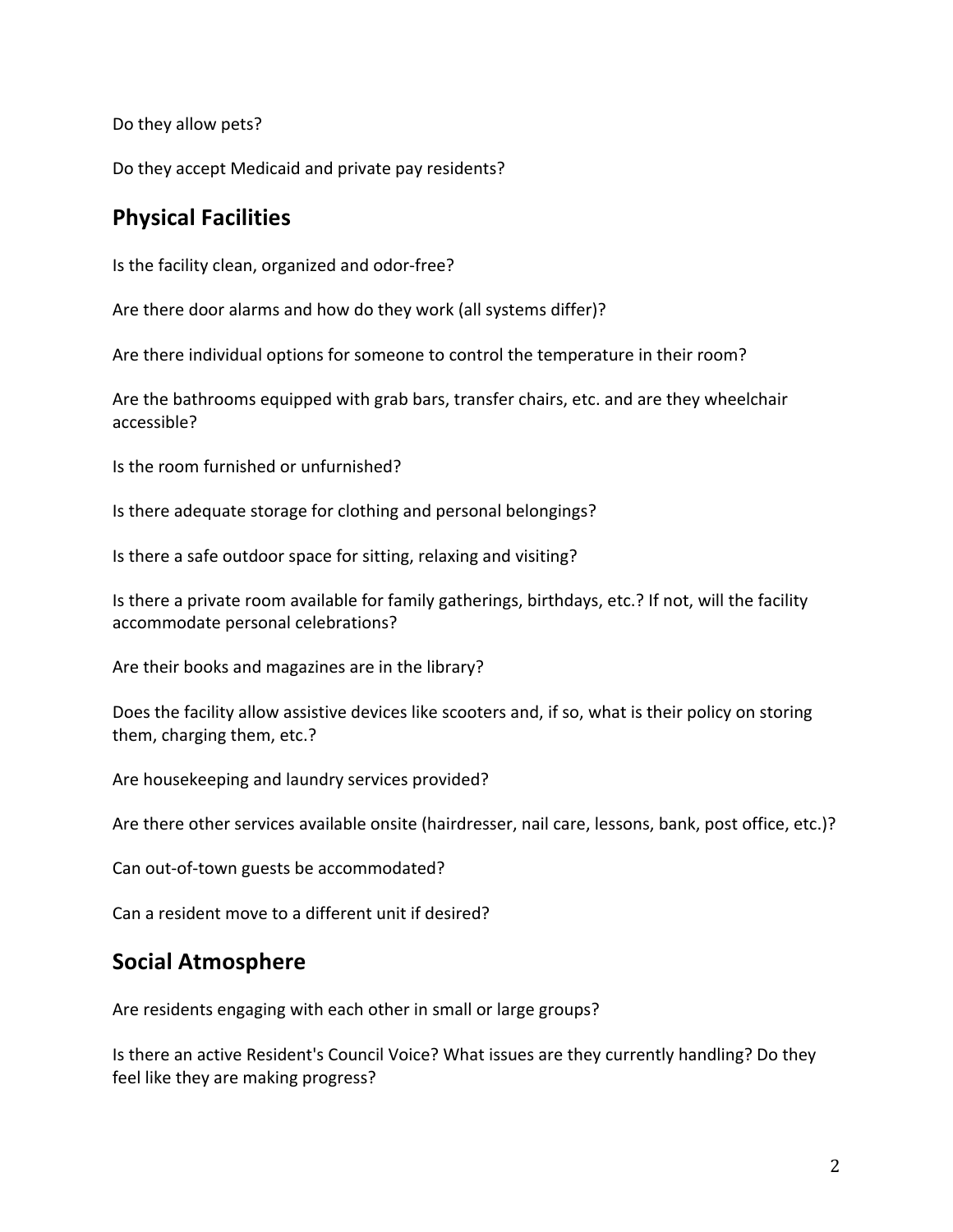Do they allow pets?

Do they accept Medicaid and private pay residents?

## Physical Facilities

Is the facility clean, organized and odor-free?

Are there door alarms and how do they work (all systems differ)?

Are there individual options for someone to control the temperature in their room?

Are the bathrooms equipped with grab bars, transfer chairs, etc. and are they wheelchair accessible?

Is the room furnished or unfurnished?

Is there adequate storage for clothing and personal belongings?

Is there a safe outdoor space for sitting, relaxing and visiting?

Is there a private room available for family gatherings, birthdays, etc.? If not, will the facility accommodate personal celebrations?

Are their books and magazines are in the library?

Does the facility allow assistive devices like scooters and, if so, what is their policy on storing them, charging them, etc.?

Are housekeeping and laundry services provided?

Are there other services available onsite (hairdresser, nail care, lessons, bank, post office, etc.)?

Can out-of-town guests be accommodated?

Can a resident move to a different unit if desired?

## Social Atmosphere

Are residents engaging with each other in small or large groups?

Is there an active Resident's Council Voice? What issues are they currently handling? Do they feel like they are making progress?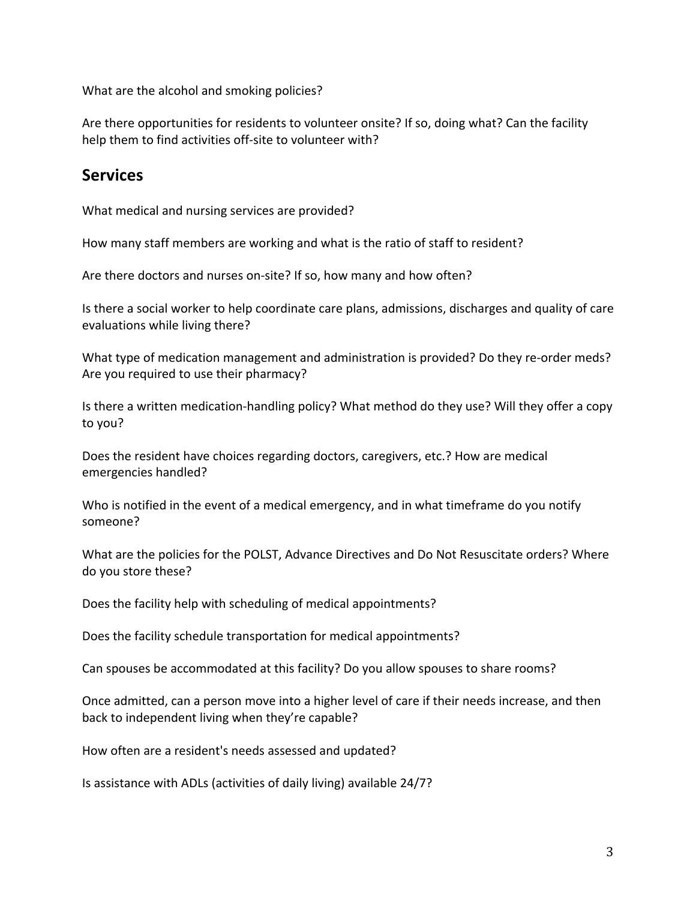What are the alcohol and smoking policies?

Are there opportunities for residents to volunteer onsite? If so, doing what? Can the facility help them to find activities off-site to volunteer with?

## Services

What medical and nursing services are provided?

How many staff members are working and what is the ratio of staff to resident?

Are there doctors and nurses on-site? If so, how many and how often?

Is there a social worker to help coordinate care plans, admissions, discharges and quality of care evaluations while living there?

What type of medication management and administration is provided? Do they re-order meds? Are you required to use their pharmacy?

Is there a written medication-handling policy? What method do they use? Will they offer a copy to you?

Does the resident have choices regarding doctors, caregivers, etc.? How are medical emergencies handled?

Who is notified in the event of a medical emergency, and in what timeframe do you notify someone?

What are the policies for the POLST, Advance Directives and Do Not Resuscitate orders? Where do you store these?

Does the facility help with scheduling of medical appointments?

Does the facility schedule transportation for medical appointments?

Can spouses be accommodated at this facility? Do you allow spouses to share rooms?

Once admitted, can a person move into a higher level of care if their needs increase, and then back to independent living when they're capable?

How often are a resident's needs assessed and updated?

Is assistance with ADLs (activities of daily living) available 24/7?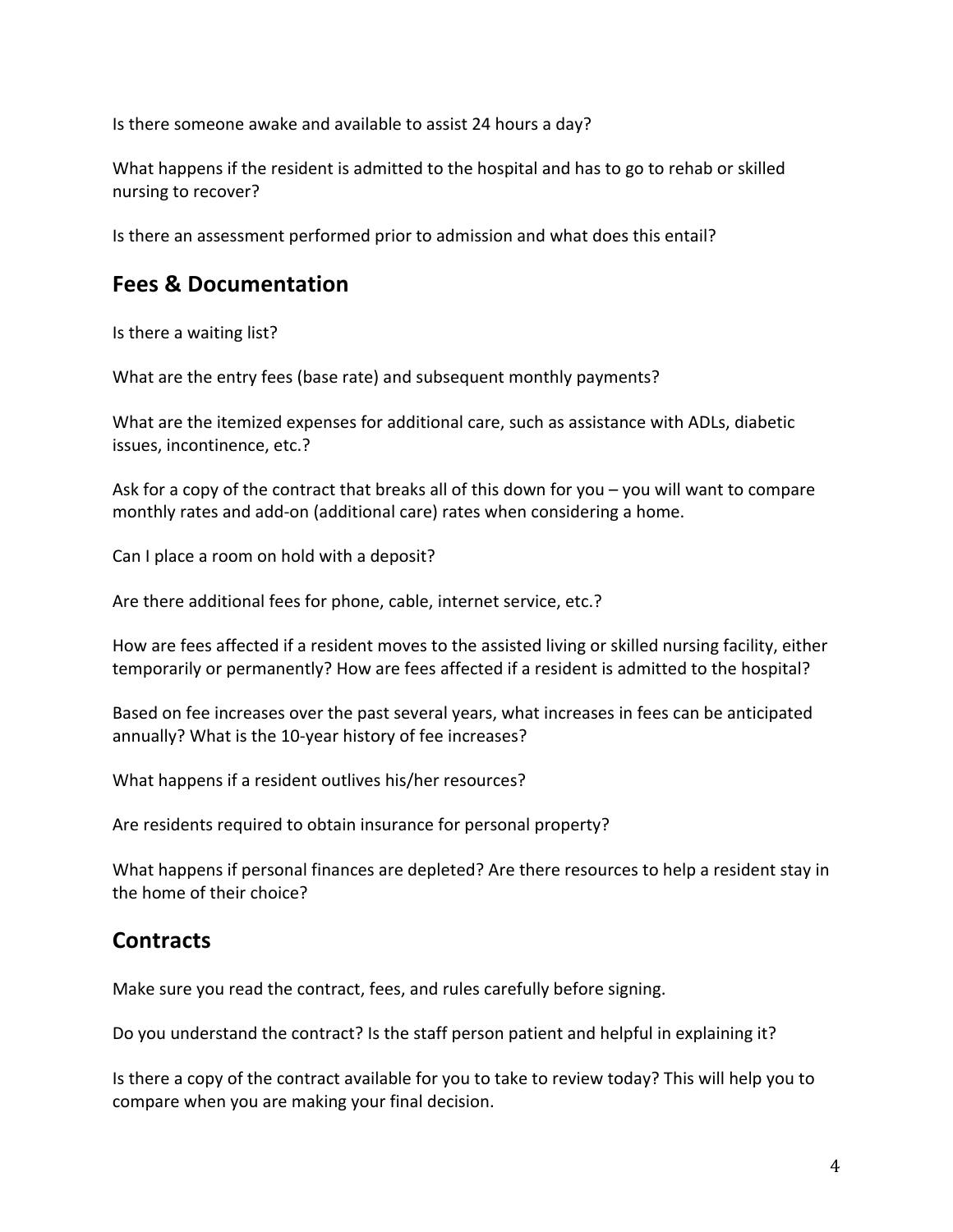Is there someone awake and available to assist 24 hours a day?

What happens if the resident is admitted to the hospital and has to go to rehab or skilled nursing to recover?

Is there an assessment performed prior to admission and what does this entail?

## Fees & Documentation

Is there a waiting list?

What are the entry fees (base rate) and subsequent monthly payments?

What are the itemized expenses for additional care, such as assistance with ADLs, diabetic issues, incontinence, etc.?

Ask for a copy of the contract that breaks all of this down for you – you will want to compare monthly rates and add-on (additional care) rates when considering a home.

Can I place a room on hold with a deposit?

Are there additional fees for phone, cable, internet service, etc.?

How are fees affected if a resident moves to the assisted living or skilled nursing facility, either temporarily or permanently? How are fees affected if a resident is admitted to the hospital?

Based on fee increases over the past several years, what increases in fees can be anticipated annually? What is the 10-year history of fee increases?

What happens if a resident outlives his/her resources?

Are residents required to obtain insurance for personal property?

What happens if personal finances are depleted? Are there resources to help a resident stay in the home of their choice?

## Contracts

Make sure you read the contract, fees, and rules carefully before signing.

Do you understand the contract? Is the staff person patient and helpful in explaining it?

Is there a copy of the contract available for you to take to review today? This will help you to compare when you are making your final decision.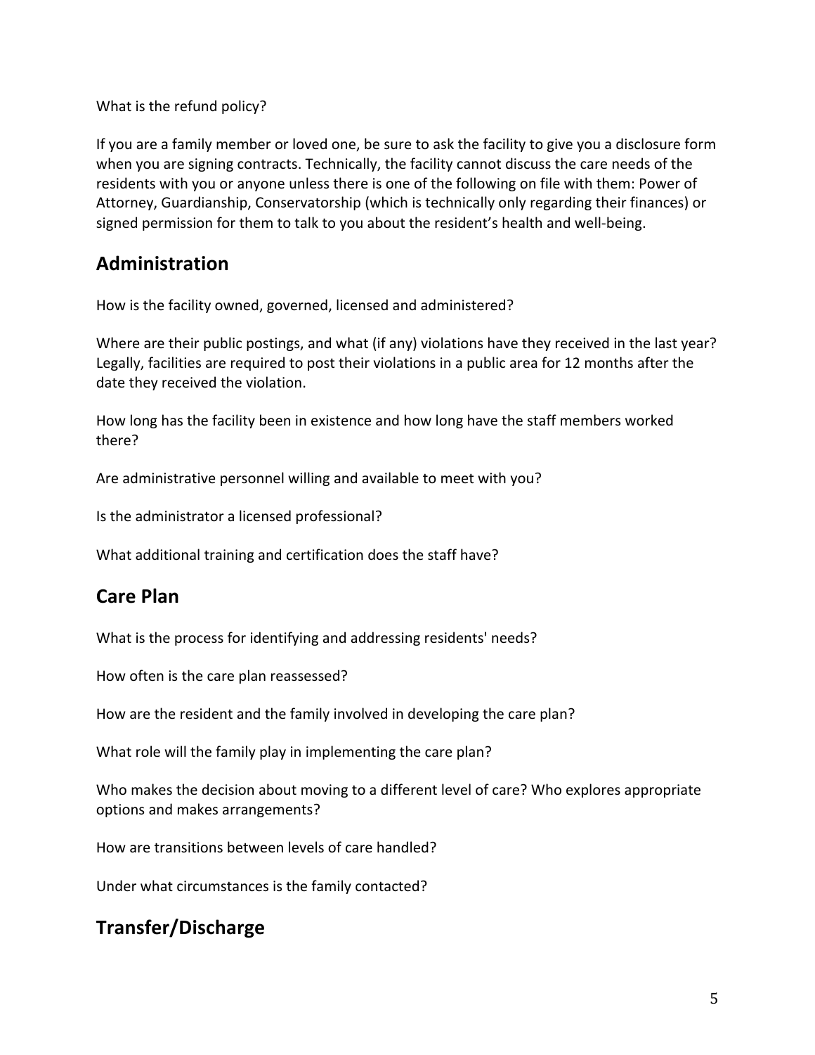What is the refund policy?

If you are a family member or loved one, be sure to ask the facility to give you a disclosure form when you are signing contracts. Technically, the facility cannot discuss the care needs of the residents with you or anyone unless there is one of the following on file with them: Power of Attorney, Guardianship, Conservatorship (which is technically only regarding their finances) or signed permission for them to talk to you about the resident's health and well-being.

## Administration

How is the facility owned, governed, licensed and administered?

Where are their public postings, and what (if any) violations have they received in the last year? Legally, facilities are required to post their violations in a public area for 12 months after the date they received the violation.

How long has the facility been in existence and how long have the staff members worked there?

Are administrative personnel willing and available to meet with you?

Is the administrator a licensed professional?

What additional training and certification does the staff have?

## Care Plan

What is the process for identifying and addressing residents' needs?

How often is the care plan reassessed?

How are the resident and the family involved in developing the care plan?

What role will the family play in implementing the care plan?

Who makes the decision about moving to a different level of care? Who explores appropriate options and makes arrangements?

How are transitions between levels of care handled?

Under what circumstances is the family contacted?

## Transfer/Discharge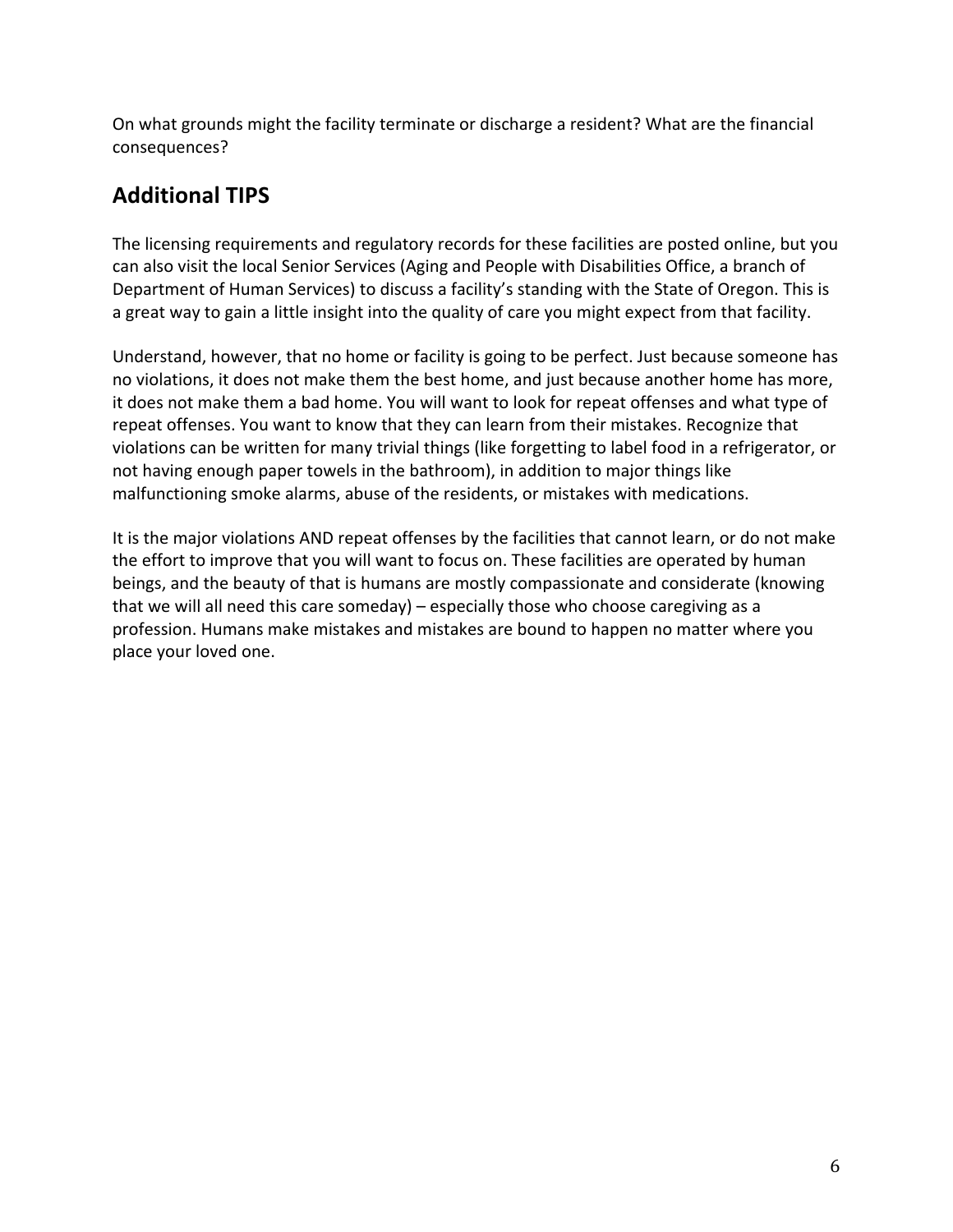On what grounds might the facility terminate or discharge a resident? What are the financial consequences?

## Additional TIPS

The licensing requirements and regulatory records for these facilities are posted online, but you can also visit the local Senior Services (Aging and People with Disabilities Office, a branch of Department of Human Services) to discuss a facility's standing with the State of Oregon. This is a great way to gain a little insight into the quality of care you might expect from that facility.

Understand, however, that no home or facility is going to be perfect. Just because someone has no violations, it does not make them the best home, and just because another home has more, it does not make them a bad home. You will want to look for repeat offenses and what type of repeat offenses. You want to know that they can learn from their mistakes. Recognize that violations can be written for many trivial things (like forgetting to label food in a refrigerator, or not having enough paper towels in the bathroom), in addition to major things like malfunctioning smoke alarms, abuse of the residents, or mistakes with medications.

It is the major violations AND repeat offenses by the facilities that cannot learn, or do not make the effort to improve that you will want to focus on. These facilities are operated by human beings, and the beauty of that is humans are mostly compassionate and considerate (knowing that we will all need this care someday) – especially those who choose caregiving as a profession. Humans make mistakes and mistakes are bound to happen no matter where you place your loved one.